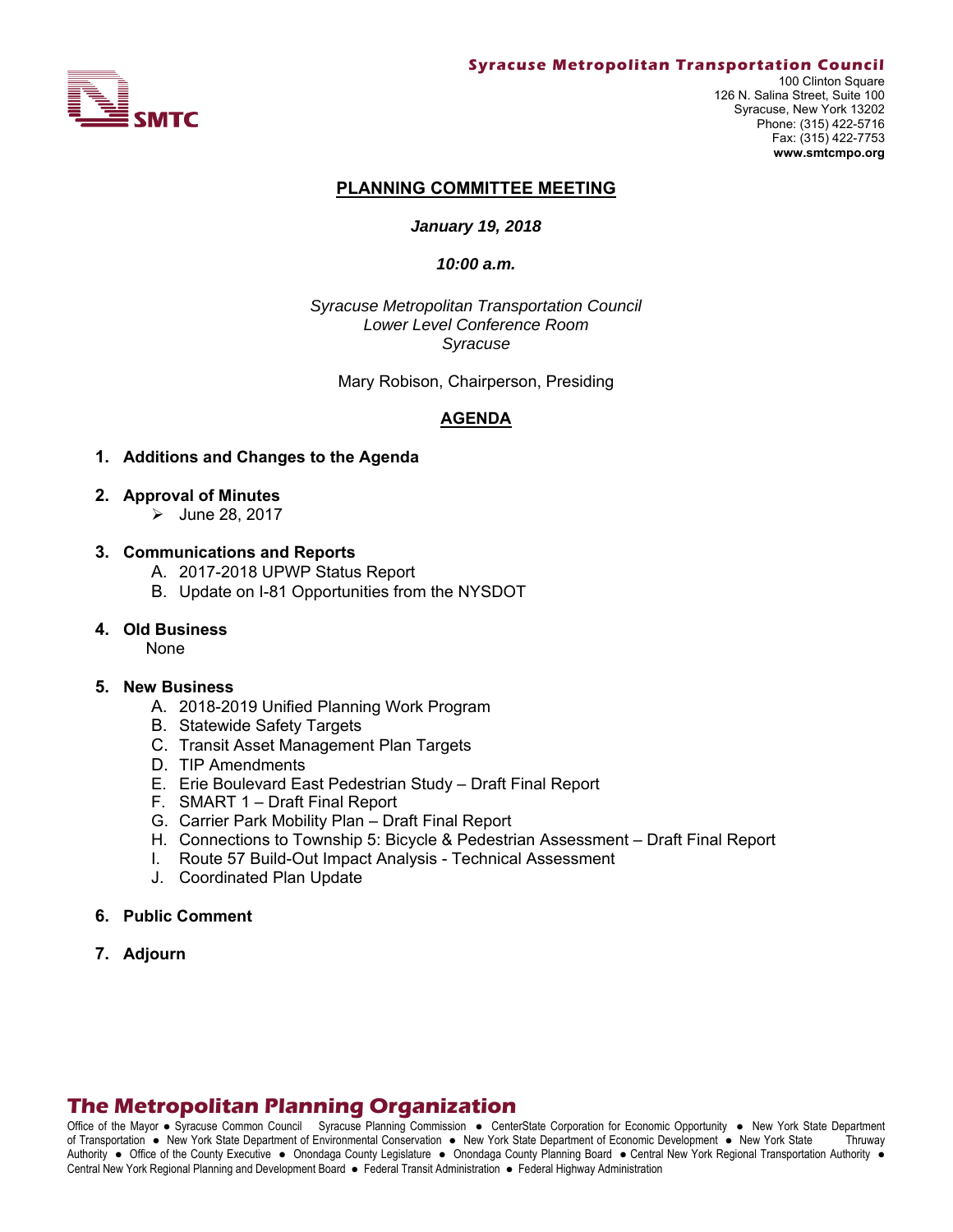**Syracuse Metropolitan Transportation Council**

SMTC

100 Clinton Square
126 N. Salina Street, Suite 100
Syracuse, New York 13202
Phone: (315) 422-5716
Fax: (315) 422-7753
**www.smtcmpo.org**

# PLANNING COMMITTEE MEETING

***January 19, 2018***

***10:00 a.m.***

*Syracuse Metropolitan Transportation Council*
*Lower Level Conference Room*
*Syracuse*

Mary Robison, Chairperson, Presiding

## AGENDA

1. **Additions and Changes to the Agenda**

2. **Approval of Minutes**
   - June 28, 2017

3. **Communications and Reports**
   A. 2017-2018 UPWP Status Report
   B. Update on I-81 Opportunities from the NYSDOT

4. **Old Business**
   None

5. **New Business**
   A. 2018-2019 Unified Planning Work Program
   B. Statewide Safety Targets
   C. Transit Asset Management Plan Targets
   D. TIP Amendments
   E. Erie Boulevard East Pedestrian Study – Draft Final Report
   F. SMART 1 – Draft Final Report
   G. Carrier Park Mobility Plan – Draft Final Report
   H. Connections to Township 5: Bicycle & Pedestrian Assessment – Draft Final Report
   I. Route 57 Build-Out Impact Analysis - Technical Assessment
   J. Coordinated Plan Update

6. **Public Comment**

7. **Adjourn**

## The Metropolitan Planning Organization

Office of the Mayor ● Syracuse Common Council Syracuse Planning Commission ● CenterState Corporation for Economic Opportunity ● New York State Department of Transportation ● New York State Department of Environmental Conservation ● New York State Department of Economic Development ● New York State Thruway Authority ● Office of the County Executive ● Onondaga County Legislature ● Onondaga County Planning Board ● Central New York Regional Transportation Authority ● Central New York Regional Planning and Development Board ● Federal Transit Administration ● Federal Highway Administration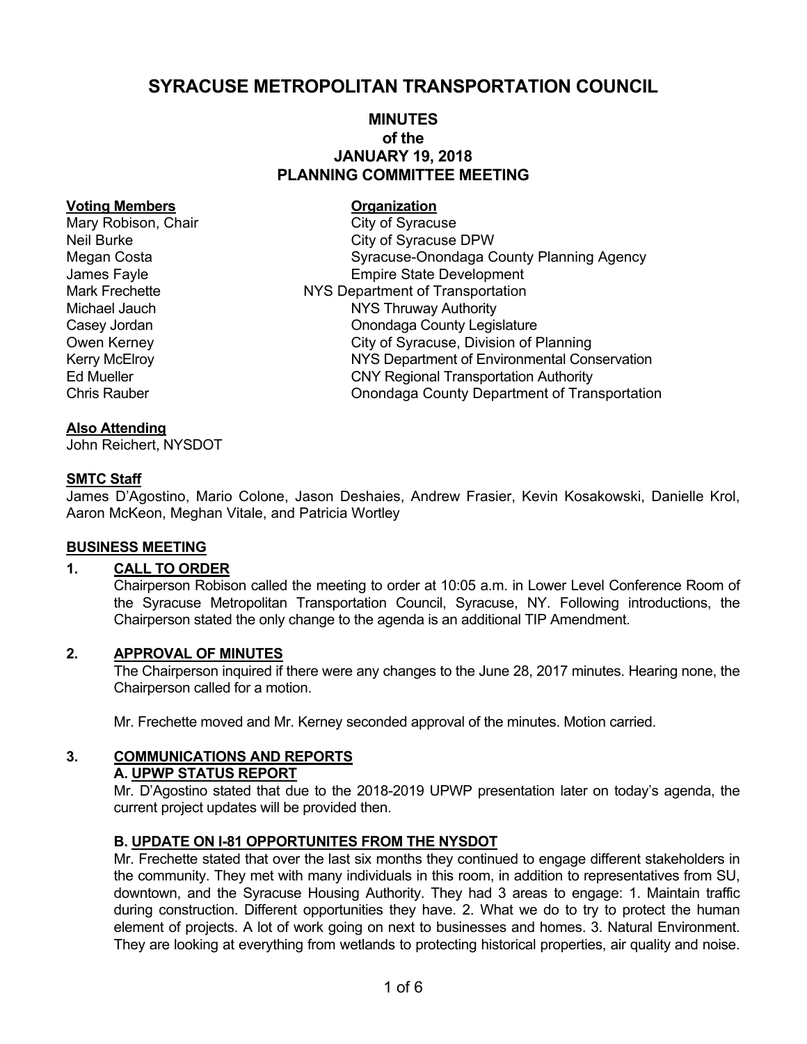# SYRACUSE METROPOLITAN TRANSPORTATION COUNCIL

## MINUTES
## of the
## JANUARY 19, 2018
## PLANNING COMMITTEE MEETING

| **Voting Members** | **Organization** |
|---|---|
| Mary Robison, Chair | City of Syracuse |
| Neil Burke | City of Syracuse DPW |
| Megan Costa | Syracuse-Onondaga County Planning Agency |
| James Fayle | Empire State Development |
| Mark Frechette | NYS Department of Transportation |
| Michael Jauch | NYS Thruway Authority |
| Casey Jordan | Onondaga County Legislature |
| Owen Kerney | City of Syracuse, Division of Planning |
| Kerry McElroy | NYS Department of Environmental Conservation |
| Ed Mueller | CNY Regional Transportation Authority |
| Chris Rauber | Onondaga County Department of Transportation |

**Also Attending**

John Reichert, NYSDOT

**SMTC Staff**

James D'Agostino, Mario Colone, Jason Deshaies, Andrew Frasier, Kevin Kosakowski, Danielle Krol, Aaron McKeon, Meghan Vitale, and Patricia Wortley

**BUSINESS MEETING**

**1. CALL TO ORDER**

Chairperson Robison called the meeting to order at 10:05 a.m. in Lower Level Conference Room of the Syracuse Metropolitan Transportation Council, Syracuse, NY. Following introductions, the Chairperson stated the only change to the agenda is an additional TIP Amendment.

**2. APPROVAL OF MINUTES**

The Chairperson inquired if there were any changes to the June 28, 2017 minutes. Hearing none, the Chairperson called for a motion.

Mr. Frechette moved and Mr. Kerney seconded approval of the minutes. Motion carried.

**3. COMMUNICATIONS AND REPORTS**

**A. UPWP STATUS REPORT**

Mr. D'Agostino stated that due to the 2018-2019 UPWP presentation later on today's agenda, the current project updates will be provided then.

**B. UPDATE ON I-81 OPPORTUNITES FROM THE NYSDOT**

Mr. Frechette stated that over the last six months they continued to engage different stakeholders in the community. They met with many individuals in this room, in addition to representatives from SU, downtown, and the Syracuse Housing Authority. They had 3 areas to engage: 1. Maintain traffic during construction. Different opportunities they have. 2. What we do to try to protect the human element of projects. A lot of work going on next to businesses and homes. 3. Natural Environment. They are looking at everything from wetlands to protecting historical properties, air quality and noise.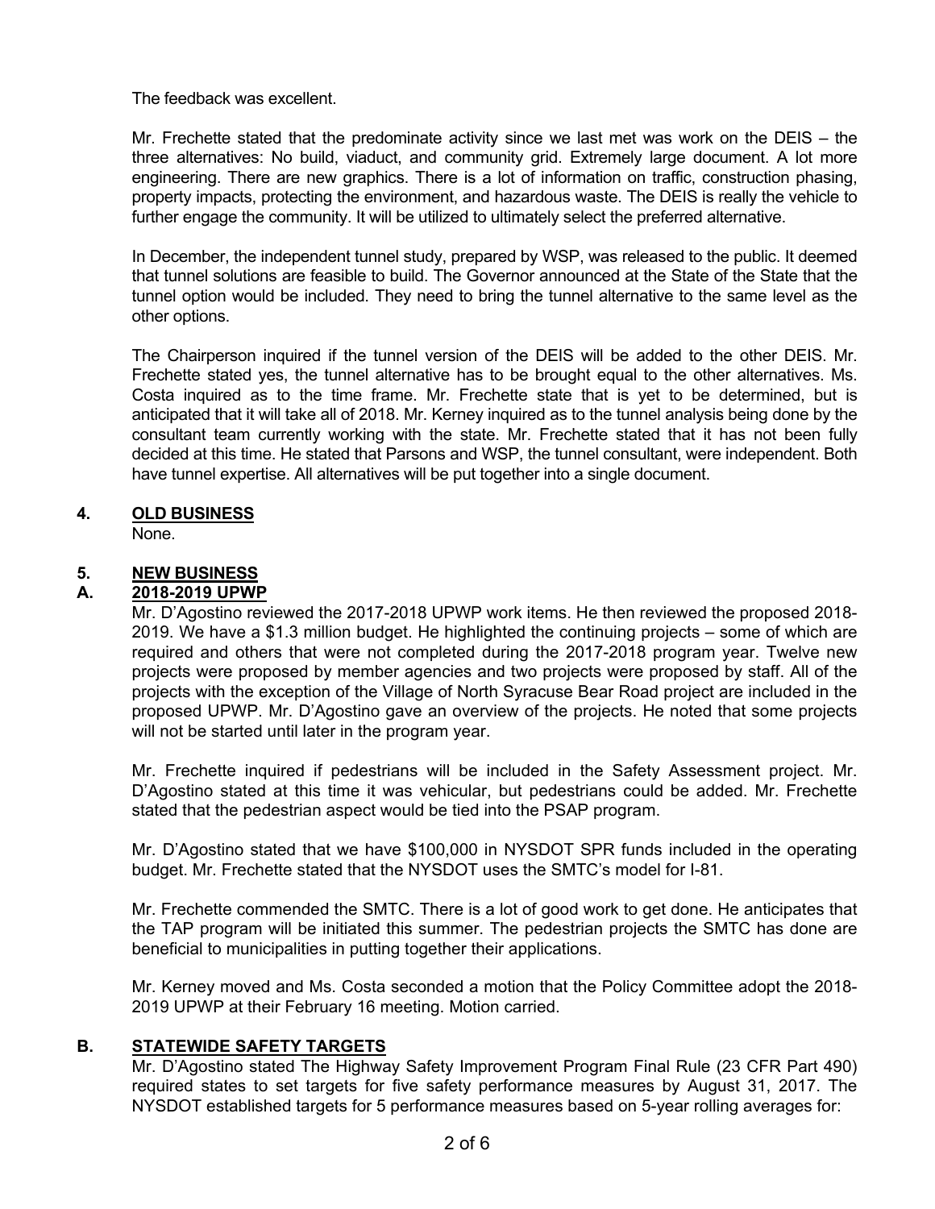The feedback was excellent.

Mr. Frechette stated that the predominate activity since we last met was work on the DEIS – the three alternatives: No build, viaduct, and community grid. Extremely large document. A lot more engineering. There are new graphics. There is a lot of information on traffic, construction phasing, property impacts, protecting the environment, and hazardous waste. The DEIS is really the vehicle to further engage the community. It will be utilized to ultimately select the preferred alternative.

In December, the independent tunnel study, prepared by WSP, was released to the public. It deemed that tunnel solutions are feasible to build. The Governor announced at the State of the State that the tunnel option would be included. They need to bring the tunnel alternative to the same level as the other options.

The Chairperson inquired if the tunnel version of the DEIS will be added to the other DEIS. Mr. Frechette stated yes, the tunnel alternative has to be brought equal to the other alternatives. Ms. Costa inquired as to the time frame. Mr. Frechette state that is yet to be determined, but is anticipated that it will take all of 2018. Mr. Kerney inquired as to the tunnel analysis being done by the consultant team currently working with the state. Mr. Frechette stated that it has not been fully decided at this time. He stated that Parsons and WSP, the tunnel consultant, were independent. Both have tunnel expertise. All alternatives will be put together into a single document.

## 4. OLD BUSINESS

None.

## 5. NEW BUSINESS

### A. 2018-2019 UPWP

Mr. D'Agostino reviewed the 2017-2018 UPWP work items. He then reviewed the proposed 2018-2019. We have a $1.3 million budget. He highlighted the continuing projects – some of which are required and others that were not completed during the 2017-2018 program year. Twelve new projects were proposed by member agencies and two projects were proposed by staff. All of the projects with the exception of the Village of North Syracuse Bear Road project are included in the proposed UPWP. Mr. D'Agostino gave an overview of the projects. He noted that some projects will not be started until later in the program year.

Mr. Frechette inquired if pedestrians will be included in the Safety Assessment project. Mr. D'Agostino stated at this time it was vehicular, but pedestrians could be added. Mr. Frechette stated that the pedestrian aspect would be tied into the PSAP program.

Mr. D'Agostino stated that we have $100,000 in NYSDOT SPR funds included in the operating budget. Mr. Frechette stated that the NYSDOT uses the SMTC's model for I-81.

Mr. Frechette commended the SMTC. There is a lot of good work to get done. He anticipates that the TAP program will be initiated this summer. The pedestrian projects the SMTC has done are beneficial to municipalities in putting together their applications.

Mr. Kerney moved and Ms. Costa seconded a motion that the Policy Committee adopt the 2018-2019 UPWP at their February 16 meeting. Motion carried.

### B. STATEWIDE SAFETY TARGETS

Mr. D'Agostino stated The Highway Safety Improvement Program Final Rule (23 CFR Part 490) required states to set targets for five safety performance measures by August 31, 2017. The NYSDOT established targets for 5 performance measures based on 5-year rolling averages for: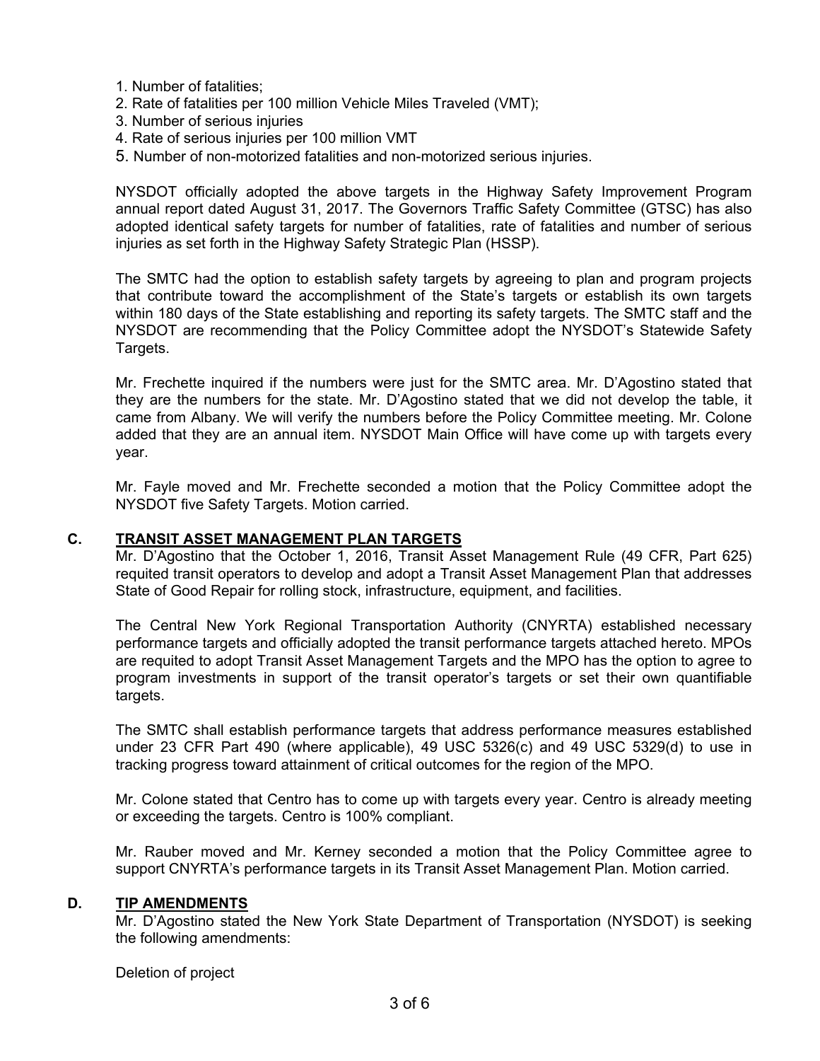1. Number of fatalities;
2. Rate of fatalities per 100 million Vehicle Miles Traveled (VMT);
3. Number of serious injuries
4. Rate of serious injuries per 100 million VMT
5. Number of non-motorized fatalities and non-motorized serious injuries.

NYSDOT officially adopted the above targets in the Highway Safety Improvement Program annual report dated August 31, 2017. The Governors Traffic Safety Committee (GTSC) has also adopted identical safety targets for number of fatalities, rate of fatalities and number of serious injuries as set forth in the Highway Safety Strategic Plan (HSSP).

The SMTC had the option to establish safety targets by agreeing to plan and program projects that contribute toward the accomplishment of the State's targets or establish its own targets within 180 days of the State establishing and reporting its safety targets. The SMTC staff and the NYSDOT are recommending that the Policy Committee adopt the NYSDOT's Statewide Safety Targets.

Mr. Frechette inquired if the numbers were just for the SMTC area. Mr. D'Agostino stated that they are the numbers for the state. Mr. D'Agostino stated that we did not develop the table, it came from Albany. We will verify the numbers before the Policy Committee meeting. Mr. Colone added that they are an annual item. NYSDOT Main Office will have come up with targets every year.

Mr. Fayle moved and Mr. Frechette seconded a motion that the Policy Committee adopt the NYSDOT five Safety Targets. Motion carried.

## C. TRANSIT ASSET MANAGEMENT PLAN TARGETS

Mr. D'Agostino that the October 1, 2016, Transit Asset Management Rule (49 CFR, Part 625) requited transit operators to develop and adopt a Transit Asset Management Plan that addresses State of Good Repair for rolling stock, infrastructure, equipment, and facilities.

The Central New York Regional Transportation Authority (CNYRTA) established necessary performance targets and officially adopted the transit performance targets attached hereto. MPOs are requited to adopt Transit Asset Management Targets and the MPO has the option to agree to program investments in support of the transit operator's targets or set their own quantifiable targets.

The SMTC shall establish performance targets that address performance measures established under 23 CFR Part 490 (where applicable), 49 USC 5326(c) and 49 USC 5329(d) to use in tracking progress toward attainment of critical outcomes for the region of the MPO.

Mr. Colone stated that Centro has to come up with targets every year. Centro is already meeting or exceeding the targets. Centro is 100% compliant.

Mr. Rauber moved and Mr. Kerney seconded a motion that the Policy Committee agree to support CNYRTA's performance targets in its Transit Asset Management Plan. Motion carried.

## D. TIP AMENDMENTS

Mr. D'Agostino stated the New York State Department of Transportation (NYSDOT) is seeking the following amendments:

Deletion of project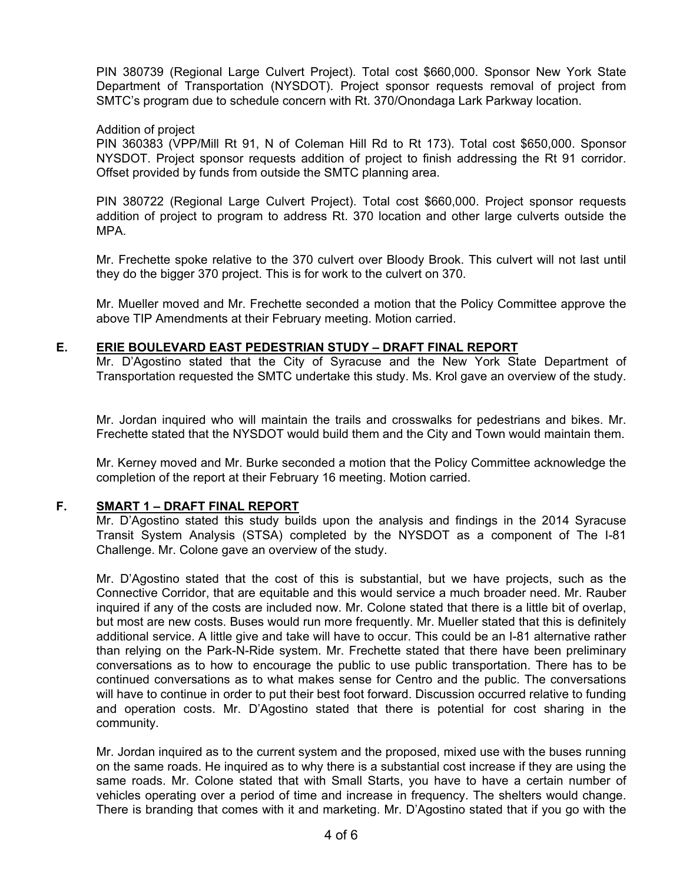PIN 380739 (Regional Large Culvert Project). Total cost $660,000. Sponsor New York State Department of Transportation (NYSDOT). Project sponsor requests removal of project from SMTC's program due to schedule concern with Rt. 370/Onondaga Lark Parkway location.

Addition of project

PIN 360383 (VPP/Mill Rt 91, N of Coleman Hill Rd to Rt 173). Total cost $650,000. Sponsor NYSDOT. Project sponsor requests addition of project to finish addressing the Rt 91 corridor. Offset provided by funds from outside the SMTC planning area.

PIN 380722 (Regional Large Culvert Project). Total cost $660,000. Project sponsor requests addition of project to program to address Rt. 370 location and other large culverts outside the MPA.

Mr. Frechette spoke relative to the 370 culvert over Bloody Brook. This culvert will not last until they do the bigger 370 project. This is for work to the culvert on 370.

Mr. Mueller moved and Mr. Frechette seconded a motion that the Policy Committee approve the above TIP Amendments at their February meeting. Motion carried.

## E. ERIE BOULEVARD EAST PEDESTRIAN STUDY – DRAFT FINAL REPORT

Mr. D'Agostino stated that the City of Syracuse and the New York State Department of Transportation requested the SMTC undertake this study. Ms. Krol gave an overview of the study.

Mr. Jordan inquired who will maintain the trails and crosswalks for pedestrians and bikes. Mr. Frechette stated that the NYSDOT would build them and the City and Town would maintain them.

Mr. Kerney moved and Mr. Burke seconded a motion that the Policy Committee acknowledge the completion of the report at their February 16 meeting. Motion carried.

## F. SMART 1 – DRAFT FINAL REPORT

Mr. D'Agostino stated this study builds upon the analysis and findings in the 2014 Syracuse Transit System Analysis (STSA) completed by the NYSDOT as a component of The I-81 Challenge. Mr. Colone gave an overview of the study.

Mr. D'Agostino stated that the cost of this is substantial, but we have projects, such as the Connective Corridor, that are equitable and this would service a much broader need. Mr. Rauber inquired if any of the costs are included now. Mr. Colone stated that there is a little bit of overlap, but most are new costs. Buses would run more frequently. Mr. Mueller stated that this is definitely additional service. A little give and take will have to occur. This could be an I-81 alternative rather than relying on the Park-N-Ride system. Mr. Frechette stated that there have been preliminary conversations as to how to encourage the public to use public transportation. There has to be continued conversations as to what makes sense for Centro and the public. The conversations will have to continue in order to put their best foot forward. Discussion occurred relative to funding and operation costs. Mr. D'Agostino stated that there is potential for cost sharing in the community.

Mr. Jordan inquired as to the current system and the proposed, mixed use with the buses running on the same roads. He inquired as to why there is a substantial cost increase if they are using the same roads. Mr. Colone stated that with Small Starts, you have to have a certain number of vehicles operating over a period of time and increase in frequency. The shelters would change. There is branding that comes with it and marketing. Mr. D'Agostino stated that if you go with the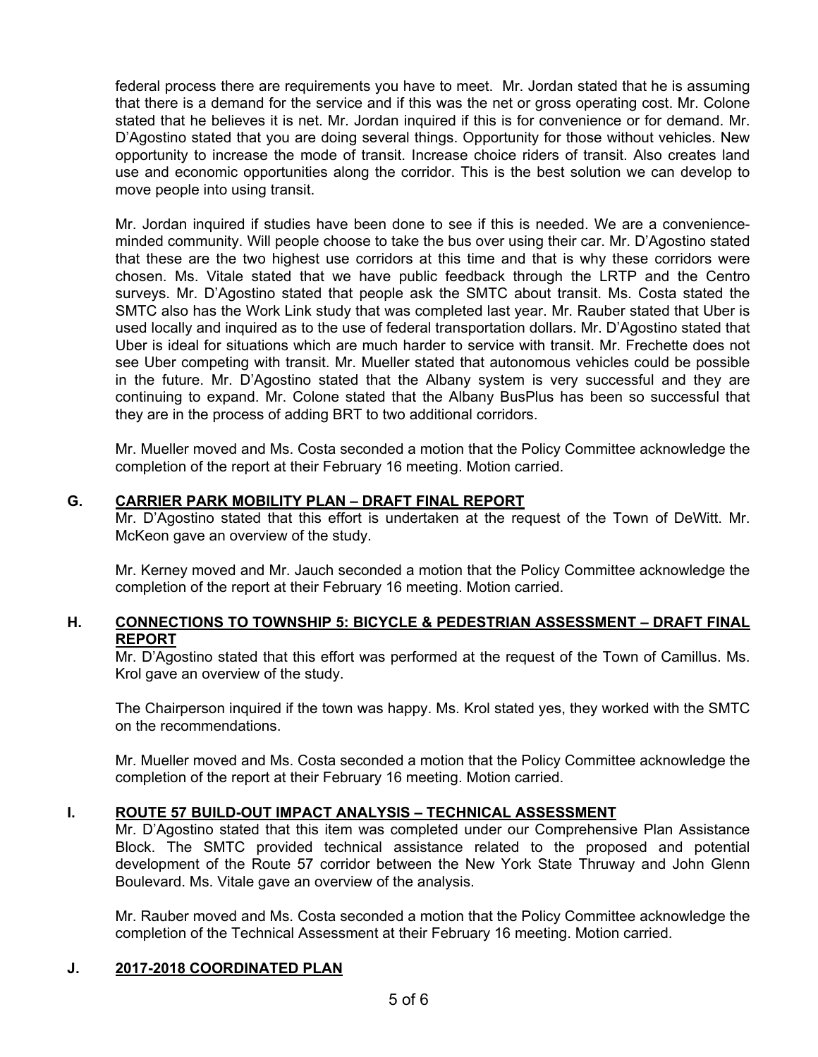federal process there are requirements you have to meet. Mr. Jordan stated that he is assuming that there is a demand for the service and if this was the net or gross operating cost. Mr. Colone stated that he believes it is net. Mr. Jordan inquired if this is for convenience or for demand. Mr. D'Agostino stated that you are doing several things. Opportunity for those without vehicles. New opportunity to increase the mode of transit. Increase choice riders of transit. Also creates land use and economic opportunities along the corridor. This is the best solution we can develop to move people into using transit.

Mr. Jordan inquired if studies have been done to see if this is needed. We are a convenience-minded community. Will people choose to take the bus over using their car. Mr. D'Agostino stated that these are the two highest use corridors at this time and that is why these corridors were chosen. Ms. Vitale stated that we have public feedback through the LRTP and the Centro surveys. Mr. D'Agostino stated that people ask the SMTC about transit. Ms. Costa stated the SMTC also has the Work Link study that was completed last year. Mr. Rauber stated that Uber is used locally and inquired as to the use of federal transportation dollars. Mr. D'Agostino stated that Uber is ideal for situations which are much harder to service with transit. Mr. Frechette does not see Uber competing with transit. Mr. Mueller stated that autonomous vehicles could be possible in the future. Mr. D'Agostino stated that the Albany system is very successful and they are continuing to expand. Mr. Colone stated that the Albany BusPlus has been so successful that they are in the process of adding BRT to two additional corridors.

Mr. Mueller moved and Ms. Costa seconded a motion that the Policy Committee acknowledge the completion of the report at their February 16 meeting. Motion carried.

## G. CARRIER PARK MOBILITY PLAN – DRAFT FINAL REPORT

Mr. D'Agostino stated that this effort is undertaken at the request of the Town of DeWitt. Mr. McKeon gave an overview of the study.

Mr. Kerney moved and Mr. Jauch seconded a motion that the Policy Committee acknowledge the completion of the report at their February 16 meeting. Motion carried.

## H. CONNECTIONS TO TOWNSHIP 5: BICYCLE & PEDESTRIAN ASSESSMENT – DRAFT FINAL REPORT

Mr. D'Agostino stated that this effort was performed at the request of the Town of Camillus. Ms. Krol gave an overview of the study.

The Chairperson inquired if the town was happy. Ms. Krol stated yes, they worked with the SMTC on the recommendations.

Mr. Mueller moved and Ms. Costa seconded a motion that the Policy Committee acknowledge the completion of the report at their February 16 meeting. Motion carried.

## I. ROUTE 57 BUILD-OUT IMPACT ANALYSIS – TECHNICAL ASSESSMENT

Mr. D'Agostino stated that this item was completed under our Comprehensive Plan Assistance Block. The SMTC provided technical assistance related to the proposed and potential development of the Route 57 corridor between the New York State Thruway and John Glenn Boulevard. Ms. Vitale gave an overview of the analysis.

Mr. Rauber moved and Ms. Costa seconded a motion that the Policy Committee acknowledge the completion of the Technical Assessment at their February 16 meeting. Motion carried.

## J. 2017-2018 COORDINATED PLAN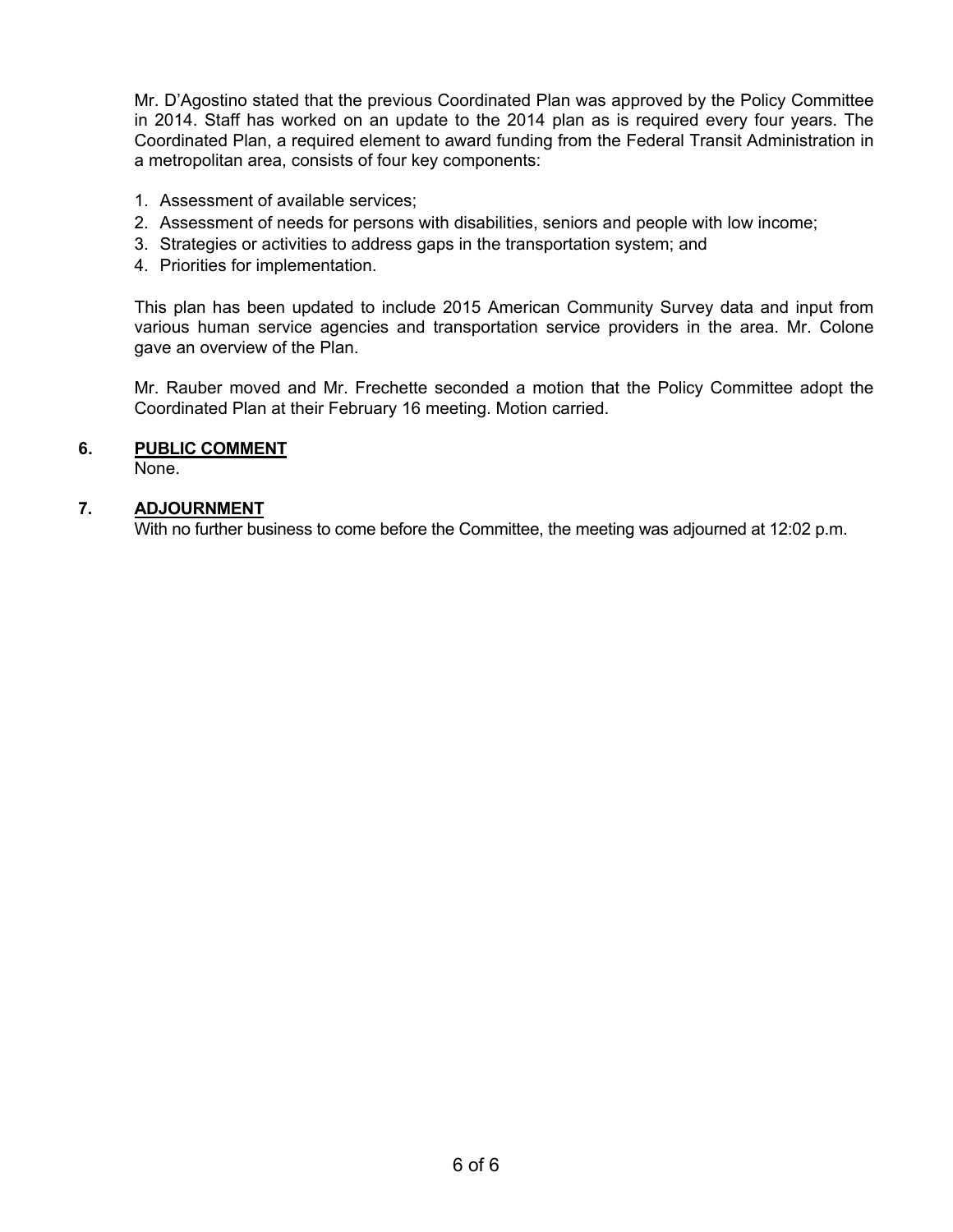Mr. D'Agostino stated that the previous Coordinated Plan was approved by the Policy Committee in 2014. Staff has worked on an update to the 2014 plan as is required every four years. The Coordinated Plan, a required element to award funding from the Federal Transit Administration in a metropolitan area, consists of four key components:

1. Assessment of available services;
2. Assessment of needs for persons with disabilities, seniors and people with low income;
3. Strategies or activities to address gaps in the transportation system; and
4. Priorities for implementation.

This plan has been updated to include 2015 American Community Survey data and input from various human service agencies and transportation service providers in the area. Mr. Colone gave an overview of the Plan.

Mr. Rauber moved and Mr. Frechette seconded a motion that the Policy Committee adopt the Coordinated Plan at their February 16 meeting. Motion carried.

## 6. PUBLIC COMMENT

None.

## 7. ADJOURNMENT

With no further business to come before the Committee, the meeting was adjourned at 12:02 p.m.